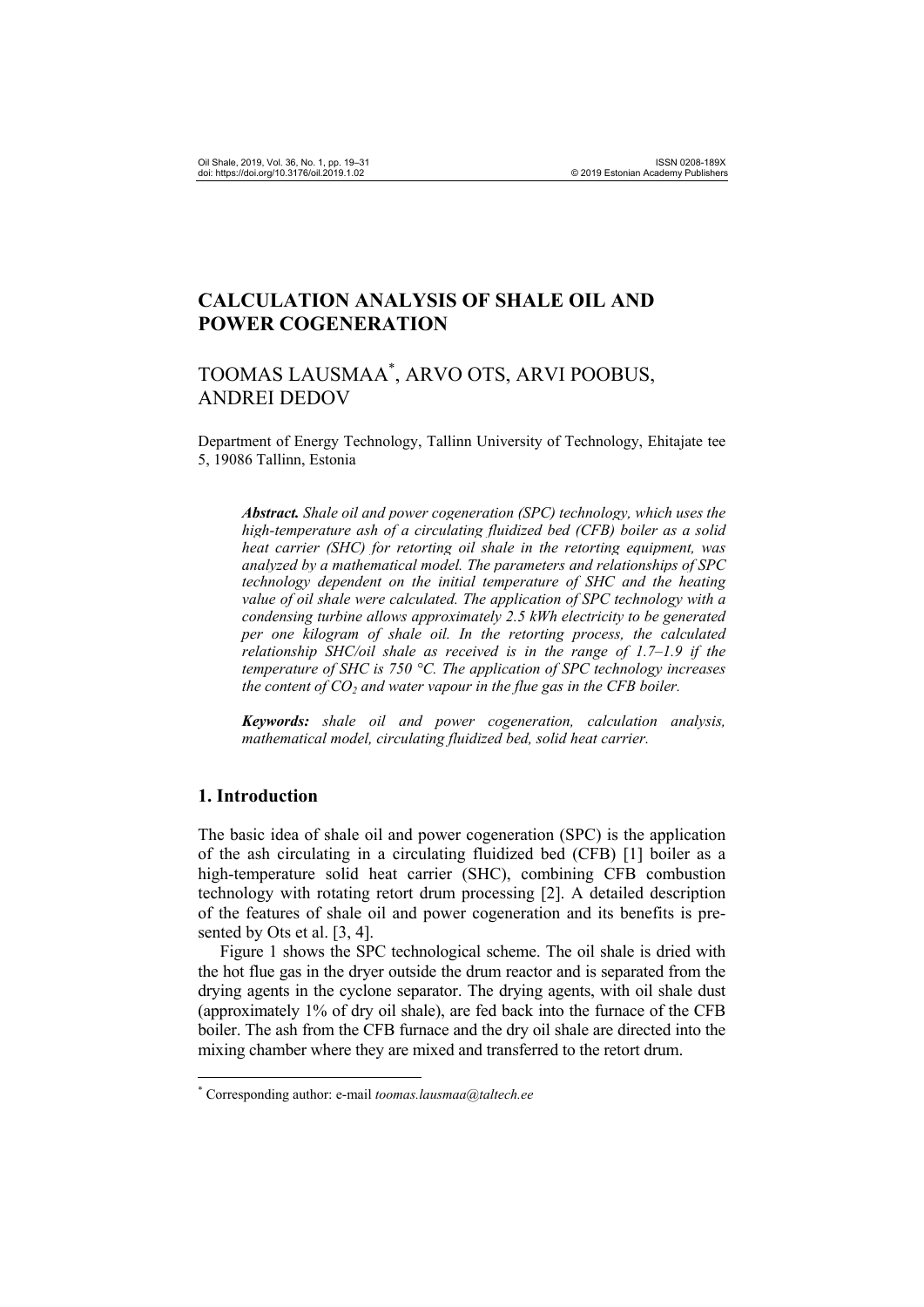# CALCULATION ANALYSIS OF SHALE OIL AND POWER COGENERATION

TOOMAS LAUSMAA[*], ARVO OTS, ARVI POOBUS, ANDREI DEDOV

Department of Energy Technology, Tallinn University of Technology, Ehitajate tee 5, 19086 Tallinn, Estonia

***Abstract.*** *Shale oil and power cogeneration (SPC) technology, which uses the high-temperature ash of a circulating fluidized bed (CFB) boiler as a solid heat carrier (SHC) for retorting oil shale in the retorting equipment, was analyzed by a mathematical model. The parameters and relationships of SPC technology dependent on the initial temperature of SHC and the heating value of oil shale were calculated. The application of SPC technology with a condensing turbine allows approximately 2.5 kWh electricity to be generated per one kilogram of shale oil. In the retorting process, the calculated relationship SHC/oil shale as received is in the range of 1.7–1.9 if the temperature of SHC is 750 °C. The application of SPC technology increases the content of $CO_2$ and water vapour in the flue gas in the CFB boiler.*

***Keywords:*** *shale oil and power cogeneration, calculation analysis, mathematical model, circulating fluidized bed, solid heat carrier.*

## 1. Introduction

The basic idea of shale oil and power cogeneration (SPC) is the application of the ash circulating in a circulating fluidized bed (CFB) [1] boiler as a high-temperature solid heat carrier (SHC), combining CFB combustion technology with rotating retort drum processing [2]. A detailed description of the features of shale oil and power cogeneration and its benefits is presented by Ots et al. [3, 4].

Figure 1 shows the SPC technological scheme. The oil shale is dried with the hot flue gas in the dryer outside the drum reactor and is separated from the drying agents in the cyclone separator. The drying agents, with oil shale dust (approximately 1% of dry oil shale), are fed back into the furnace of the CFB boiler. The ash from the CFB furnace and the dry oil shale are directed into the mixing chamber where they are mixed and transferred to the retort drum.

[*] Corresponding author: e-mail *toomas.lausmaa@taltech.ee*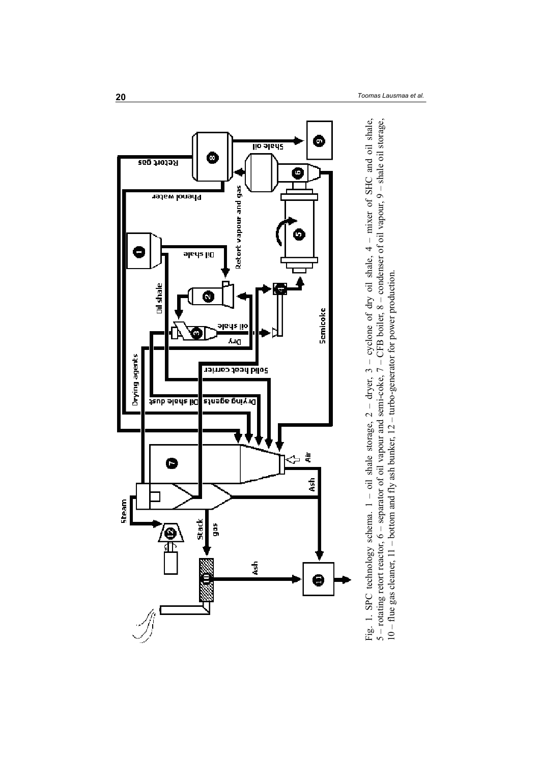Fig. 1. SPC technology schema. 1 – oil shale storage, 2 – dryer, 3 – cyclone of dry oil shale, 4 – mixer of SHC and oil shale, 5 – rotating retort reactor, 6 – separator of oil vapour and semi-coke, 7 – CFB boiler, 8 – condenser of oil vapour, 9 – shale oil storage, 10 – flue gas cleaner, 11 – bottom and fly ash bunker, 12 – turbo-generator for power production.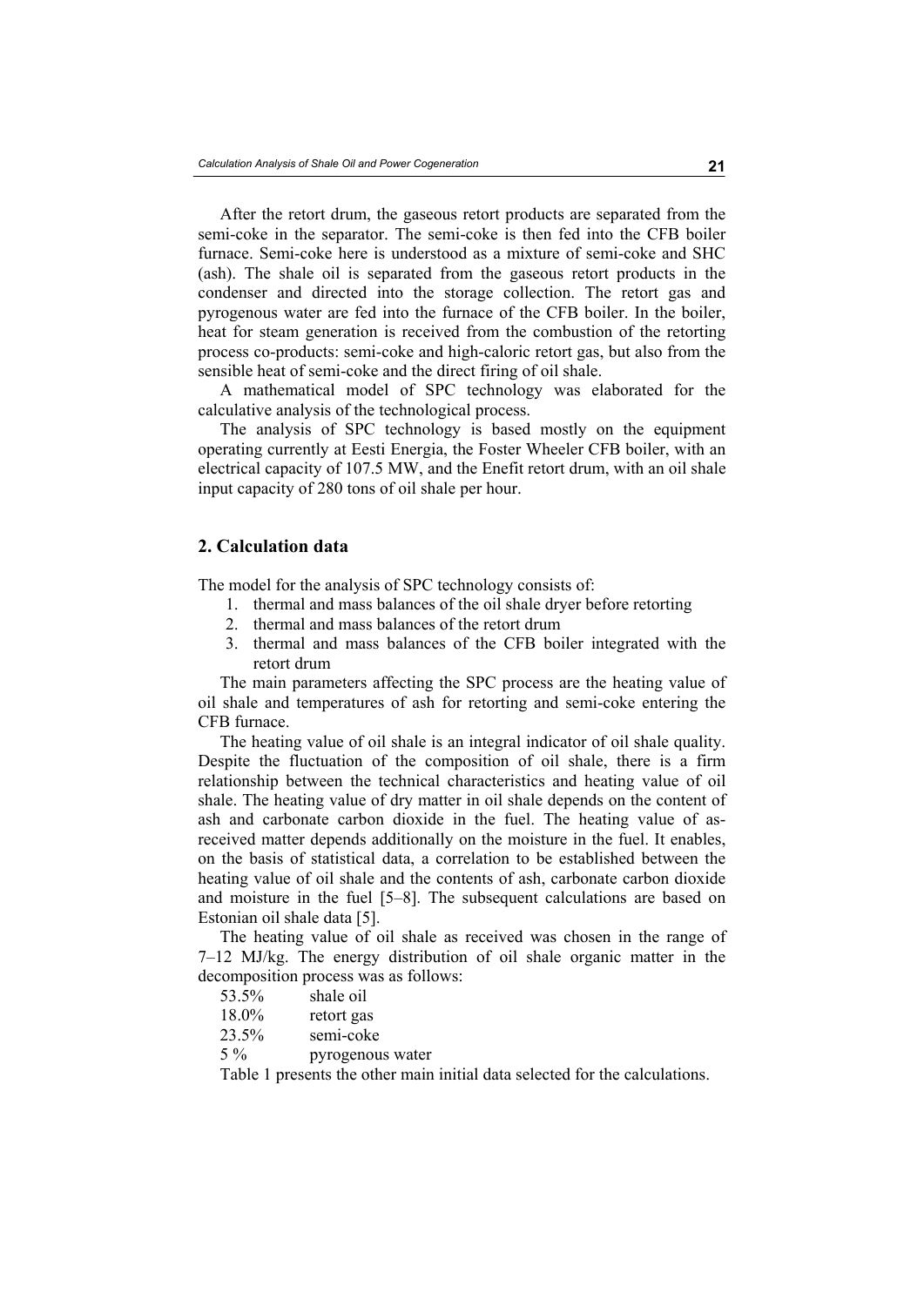After the retort drum, the gaseous retort products are separated from the semi-coke in the separator. The semi-coke is then fed into the CFB boiler furnace. Semi-coke here is understood as a mixture of semi-coke and SHC (ash). The shale oil is separated from the gaseous retort products in the condenser and directed into the storage collection. The retort gas and pyrogenous water are fed into the furnace of the CFB boiler. In the boiler, heat for steam generation is received from the combustion of the retorting process co-products: semi-coke and high-caloric retort gas, but also from the sensible heat of semi-coke and the direct firing of oil shale.

A mathematical model of SPC technology was elaborated for the calculative analysis of the technological process.

The analysis of SPC technology is based mostly on the equipment operating currently at Eesti Energia, the Foster Wheeler CFB boiler, with an electrical capacity of 107.5 MW, and the Enefit retort drum, with an oil shale input capacity of 280 tons of oil shale per hour.

## 2. Calculation data

The model for the analysis of SPC technology consists of:

1. thermal and mass balances of the oil shale dryer before retorting
2. thermal and mass balances of the retort drum
3. thermal and mass balances of the CFB boiler integrated with the retort drum

The main parameters affecting the SPC process are the heating value of oil shale and temperatures of ash for retorting and semi-coke entering the CFB furnace.

The heating value of oil shale is an integral indicator of oil shale quality. Despite the fluctuation of the composition of oil shale, there is a firm relationship between the technical characteristics and heating value of oil shale. The heating value of dry matter in oil shale depends on the content of ash and carbonate carbon dioxide in the fuel. The heating value of as-received matter depends additionally on the moisture in the fuel. It enables, on the basis of statistical data, a correlation to be established between the heating value of oil shale and the contents of ash, carbonate carbon dioxide and moisture in the fuel [5–8]. The subsequent calculations are based on Estonian oil shale data [5].

The heating value of oil shale as received was chosen in the range of 7–12 MJ/kg. The energy distribution of oil shale organic matter in the decomposition process was as follows:

53.5% shale oil
18.0% retort gas
23.5% semi-coke
5 % pyrogenous water

Table 1 presents the other main initial data selected for the calculations.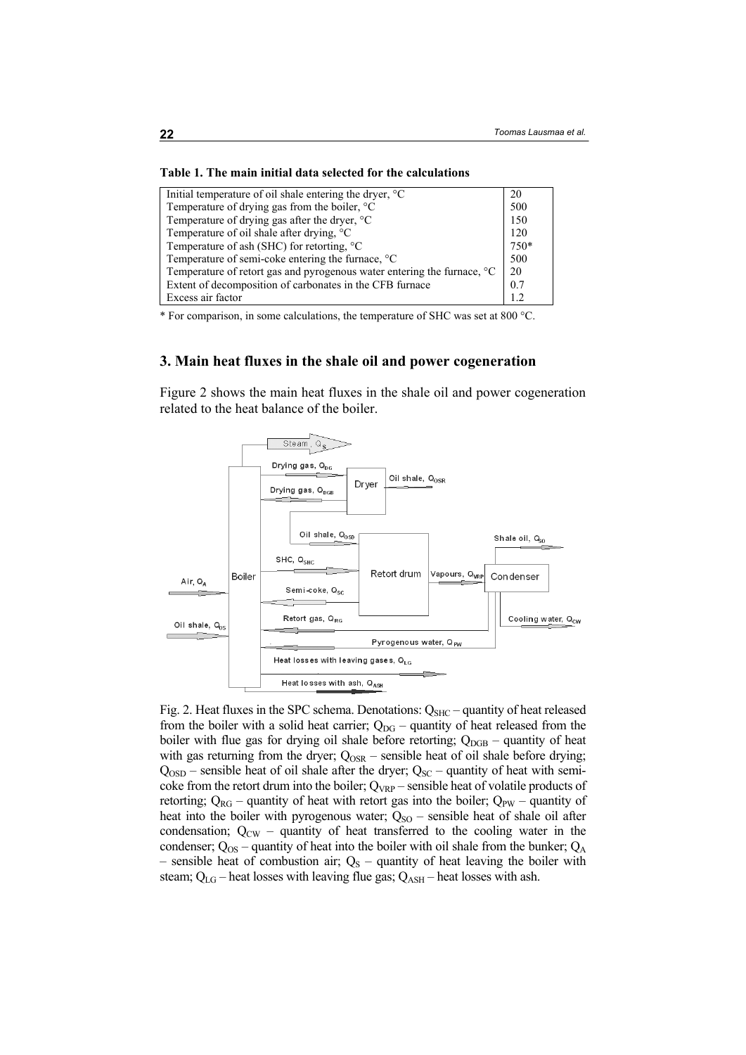**Table 1. The main initial data selected for the calculations**

| | |
|---|---|
| Initial temperature of oil shale entering the dryer, °C | 20 |
| Temperature of drying gas from the boiler, °C | 500 |
| Temperature of drying gas after the dryer, °C | 150 |
| Temperature of oil shale after drying, °C | 120 |
| Temperature of ash (SHC) for retorting, °C | 750* |
| Temperature of semi-coke entering the furnace, °C | 500 |
| Temperature of retort gas and pyrogenous water entering the furnace, °C | 20 |
| Extent of decomposition of carbonates in the CFB furnace | 0.7 |
| Excess air factor | 1.2 |

\* For comparison, in some calculations, the temperature of SHC was set at 800 °C.

## 3. Main heat fluxes in the shale oil and power cogeneration

Figure 2 shows the main heat fluxes in the shale oil and power cogeneration related to the heat balance of the boiler.

Fig. 2. Heat fluxes in the SPC schema. Denotations: $Q_{SHC}$ – quantity of heat released from the boiler with a solid heat carrier; $Q_{DG}$ – quantity of heat released from the boiler with flue gas for drying oil shale before retorting; $Q_{DGB}$ – quantity of heat with gas returning from the dryer; $Q_{OSR}$ – sensible heat of oil shale before drying; $Q_{OSD}$ – sensible heat of oil shale after the dryer; $Q_{SC}$ – quantity of heat with semi-coke from the retort drum into the boiler; $Q_{VRP}$ – sensible heat of volatile products of retorting; $Q_{RG}$ – quantity of heat with retort gas into the boiler; $Q_{PW}$ – quantity of heat into the boiler with pyrogenous water; $Q_{SO}$ – sensible heat of shale oil after condensation; $Q_{CW}$ – quantity of heat transferred to the cooling water in the condenser; $Q_{OS}$ – quantity of heat into the boiler with oil shale from the bunker; $Q_A$ – sensible heat of combustion air; $Q_S$ – quantity of heat leaving the boiler with steam; $Q_{LG}$ – heat losses with leaving flue gas; $Q_{ASH}$ – heat losses with ash.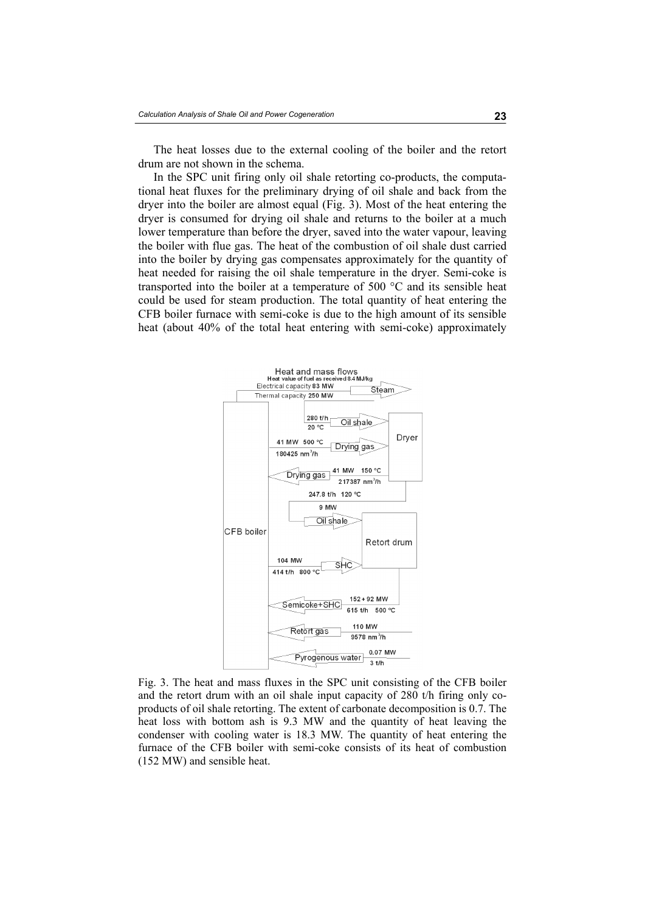The heat losses due to the external cooling of the boiler and the retort drum are not shown in the schema.

In the SPC unit firing only oil shale retorting co-products, the computational heat fluxes for the preliminary drying of oil shale and back from the dryer into the boiler are almost equal (Fig. 3). Most of the heat entering the dryer is consumed for drying oil shale and returns to the boiler at a much lower temperature than before the dryer, saved into the water vapour, leaving the boiler with flue gas. The heat of the combustion of oil shale dust carried into the boiler by drying gas compensates approximately for the quantity of heat needed for raising the oil shale temperature in the dryer. Semi-coke is transported into the boiler at a temperature of 500 °C and its sensible heat could be used for steam production. The total quantity of heat entering the CFB boiler furnace with semi-coke is due to the high amount of its sensible heat (about 40% of the total heat entering with semi-coke) approximately

Fig. 3. The heat and mass fluxes in the SPC unit consisting of the CFB boiler and the retort drum with an oil shale input capacity of 280 t/h firing only co-products of oil shale retorting. The extent of carbonate decomposition is 0.7. The heat loss with bottom ash is 9.3 MW and the quantity of heat leaving the condenser with cooling water is 18.3 MW. The quantity of heat entering the furnace of the CFB boiler with semi-coke consists of its heat of combustion (152 MW) and sensible heat.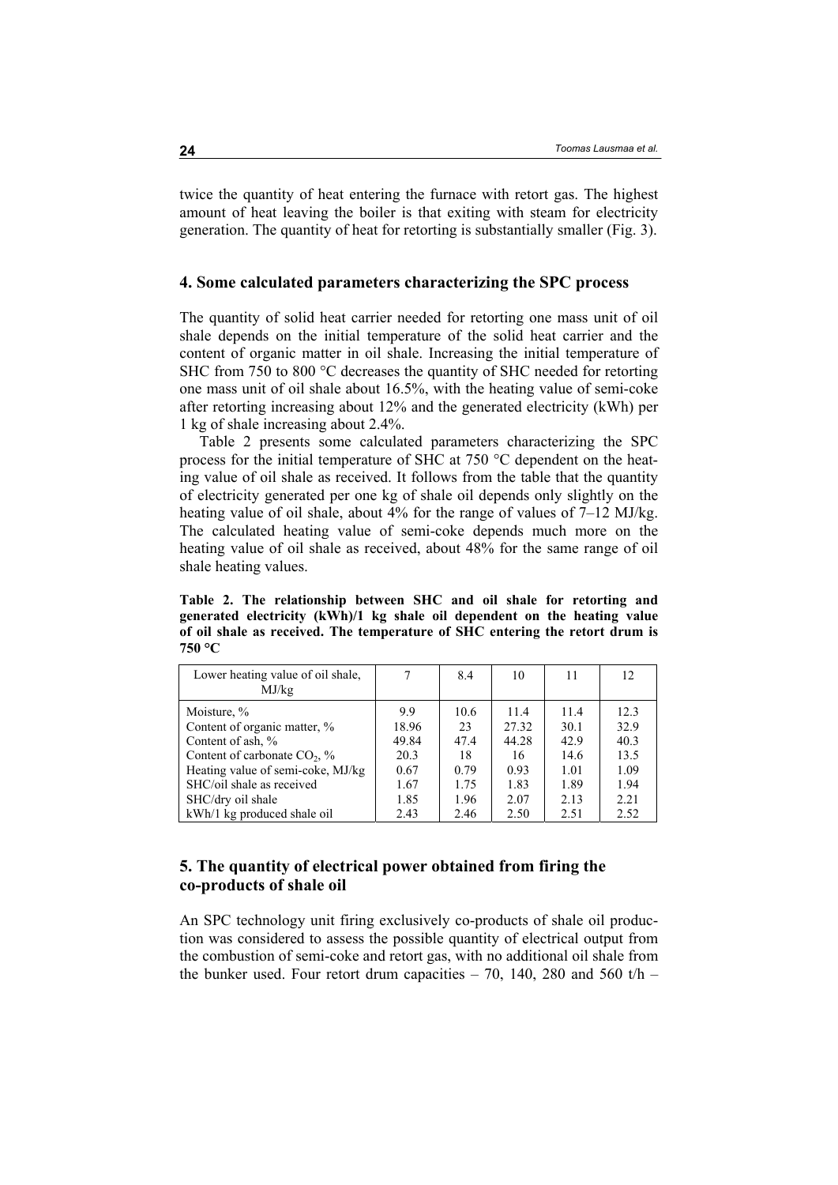twice the quantity of heat entering the furnace with retort gas. The highest amount of heat leaving the boiler is that exiting with steam for electricity generation. The quantity of heat for retorting is substantially smaller (Fig. 3).

## 4. Some calculated parameters characterizing the SPC process

The quantity of solid heat carrier needed for retorting one mass unit of oil shale depends on the initial temperature of the solid heat carrier and the content of organic matter in oil shale. Increasing the initial temperature of SHC from 750 to 800 °C decreases the quantity of SHC needed for retorting one mass unit of oil shale about 16.5%, with the heating value of semi-coke after retorting increasing about 12% and the generated electricity (kWh) per 1 kg of shale increasing about 2.4%.

Table 2 presents some calculated parameters characterizing the SPC process for the initial temperature of SHC at 750 °C dependent on the heating value of oil shale as received. It follows from the table that the quantity of electricity generated per one kg of shale oil depends only slightly on the heating value of oil shale, about 4% for the range of values of 7–12 MJ/kg. The calculated heating value of semi-coke depends much more on the heating value of oil shale as received, about 48% for the same range of oil shale heating values.

**Table 2. The relationship between SHC and oil shale for retorting and generated electricity (kWh)/1 kg shale oil dependent on the heating value of oil shale as received. The temperature of SHC entering the retort drum is 750 °C**

| Lower heating value of oil shale, MJ/kg | 7 | 8.4 | 10 | 11 | 12 |
|---|---|---|---|---|---|
| Moisture, % | 9.9 | 10.6 | 11.4 | 11.4 | 12.3 |
| Content of organic matter, % | 18.96 | 23 | 27.32 | 30.1 | 32.9 |
| Content of ash, % | 49.84 | 47.4 | 44.28 | 42.9 | 40.3 |
| Content of carbonate $CO_2$, % | 20.3 | 18 | 16 | 14.6 | 13.5 |
| Heating value of semi-coke, MJ/kg | 0.67 | 0.79 | 0.93 | 1.01 | 1.09 |
| SHC/oil shale as received | 1.67 | 1.75 | 1.83 | 1.89 | 1.94 |
| SHC/dry oil shale | 1.85 | 1.96 | 2.07 | 2.13 | 2.21 |
| kWh/1 kg produced shale oil | 2.43 | 2.46 | 2.50 | 2.51 | 2.52 |

## 5. The quantity of electrical power obtained from firing the co-products of shale oil

An SPC technology unit firing exclusively co-products of shale oil production was considered to assess the possible quantity of electrical output from the combustion of semi-coke and retort gas, with no additional oil shale from the bunker used. Four retort drum capacities – 70, 140, 280 and 560 t/h –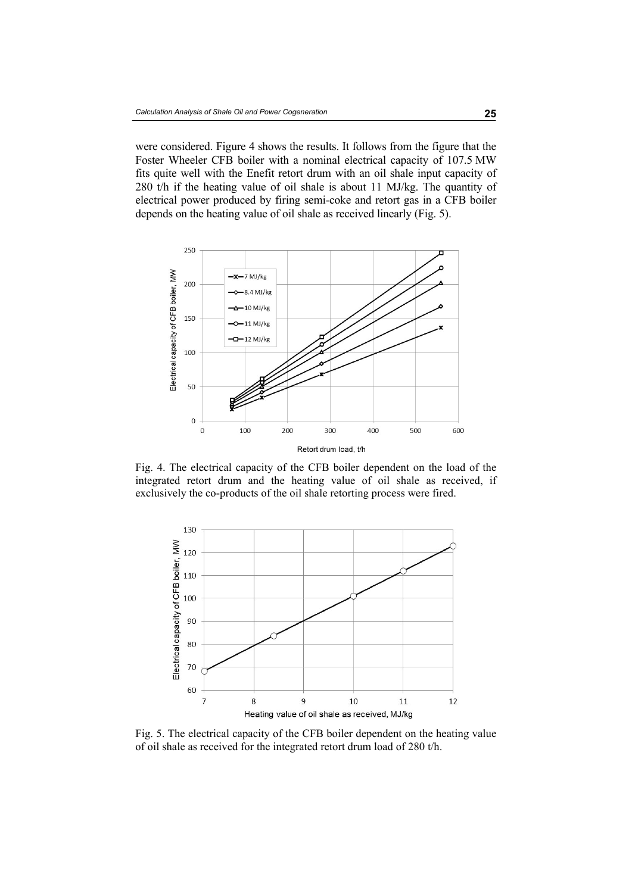were considered. Figure 4 shows the results. It follows from the figure that the Foster Wheeler CFB boiler with a nominal electrical capacity of 107.5 MW fits quite well with the Enefit retort drum with an oil shale input capacity of 280 t/h if the heating value of oil shale is about 11 MJ/kg. The quantity of electrical power produced by firing semi-coke and retort gas in a CFB boiler depends on the heating value of oil shale as received linearly (Fig. 5).

Fig. 4. The electrical capacity of the CFB boiler dependent on the load of the integrated retort drum and the heating value of oil shale as received, if exclusively the co-products of the oil shale retorting process were fired.

Fig. 5. The electrical capacity of the CFB boiler dependent on the heating value of oil shale as received for the integrated retort drum load of 280 t/h.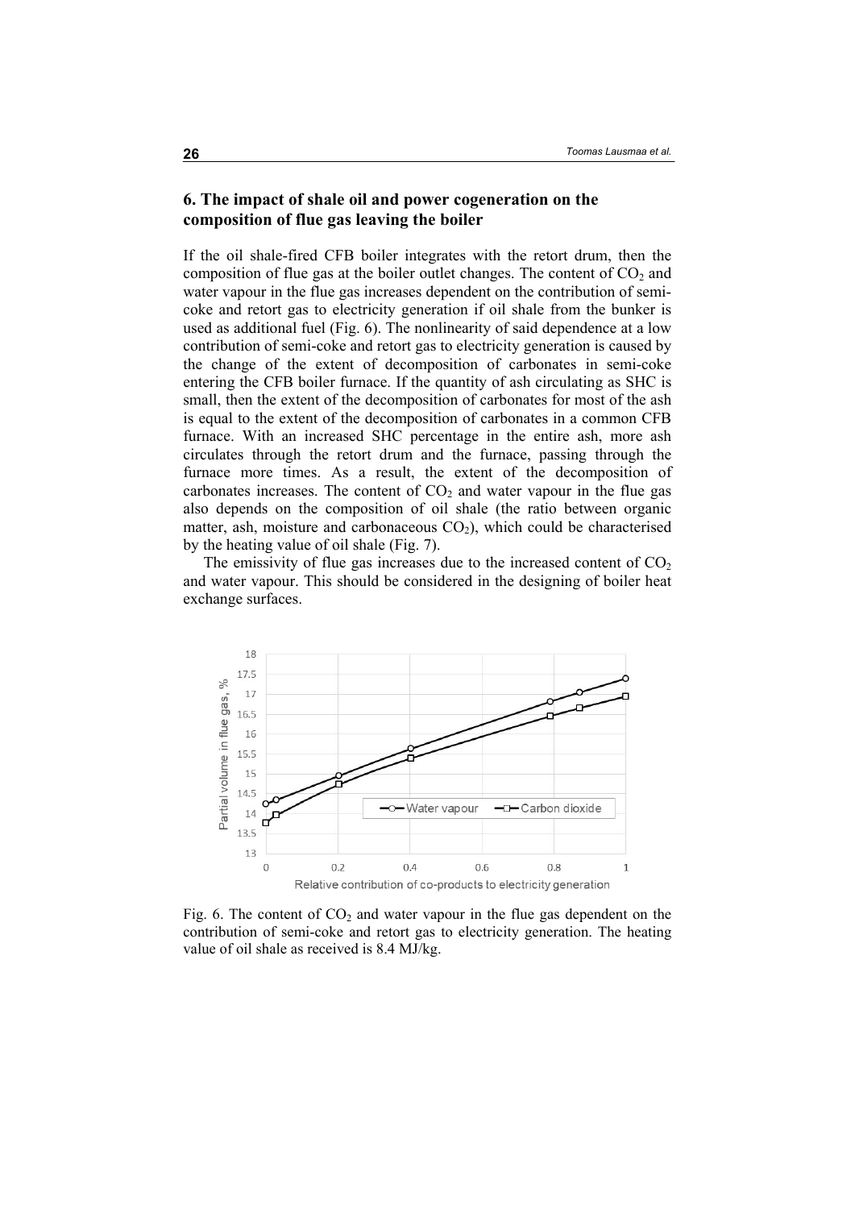## 6. The impact of shale oil and power cogeneration on the composition of flue gas leaving the boiler

If the oil shale-fired CFB boiler integrates with the retort drum, then the composition of flue gas at the boiler outlet changes. The content of $CO_2$ and water vapour in the flue gas increases dependent on the contribution of semi-coke and retort gas to electricity generation if oil shale from the bunker is used as additional fuel (Fig. 6). The nonlinearity of said dependence at a low contribution of semi-coke and retort gas to electricity generation is caused by the change of the extent of decomposition of carbonates in semi-coke entering the CFB boiler furnace. If the quantity of ash circulating as SHC is small, then the extent of the decomposition of carbonates for most of the ash is equal to the extent of the decomposition of carbonates in a common CFB furnace. With an increased SHC percentage in the entire ash, more ash circulates through the retort drum and the furnace, passing through the furnace more times. As a result, the extent of the decomposition of carbonates increases. The content of $CO_2$ and water vapour in the flue gas also depends on the composition of oil shale (the ratio between organic matter, ash, moisture and carbonaceous $CO_2$), which could be characterised by the heating value of oil shale (Fig. 7).

The emissivity of flue gas increases due to the increased content of $CO_2$ and water vapour. This should be considered in the designing of boiler heat exchange surfaces.

Fig. 6. The content of $CO_2$ and water vapour in the flue gas dependent on the contribution of semi-coke and retort gas to electricity generation. The heating value of oil shale as received is 8.4 MJ/kg.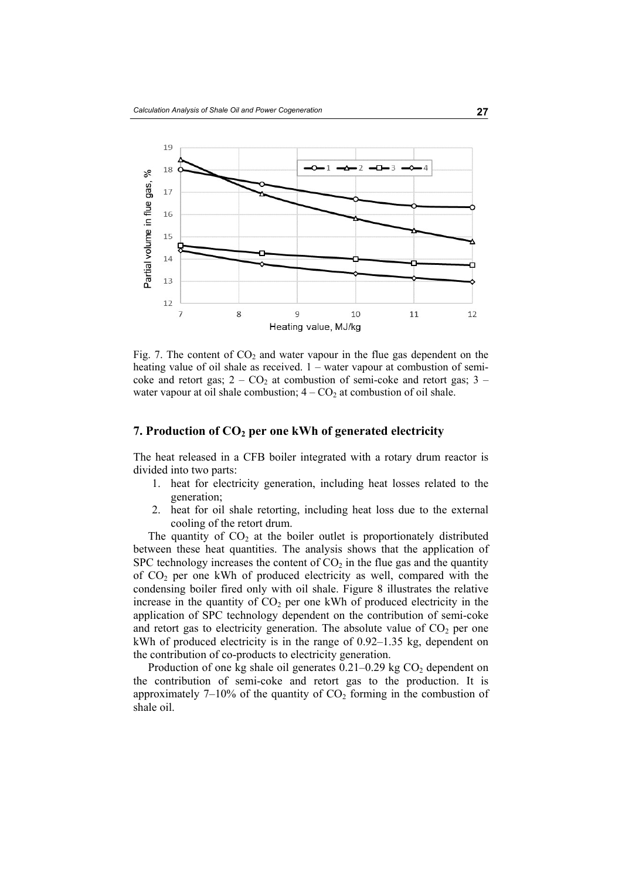Fig. 7. The content of $CO_2$ and water vapour in the flue gas dependent on the heating value of oil shale as received. 1 – water vapour at combustion of semi-coke and retort gas; 2 – $CO_2$ at combustion of semi-coke and retort gas; 3 – water vapour at oil shale combustion; 4 – $CO_2$ at combustion of oil shale.

## 7. Production of $CO_2$ per one kWh of generated electricity

The heat released in a CFB boiler integrated with a rotary drum reactor is divided into two parts:

1. heat for electricity generation, including heat losses related to the generation;
2. heat for oil shale retorting, including heat loss due to the external cooling of the retort drum.

The quantity of $CO_2$ at the boiler outlet is proportionately distributed between these heat quantities. The analysis shows that the application of SPC technology increases the content of $CO_2$ in the flue gas and the quantity of $CO_2$ per one kWh of produced electricity as well, compared with the condensing boiler fired only with oil shale. Figure 8 illustrates the relative increase in the quantity of $CO_2$ per one kWh of produced electricity in the application of SPC technology dependent on the contribution of semi-coke and retort gas to electricity generation. The absolute value of $CO_2$ per one kWh of produced electricity is in the range of 0.92–1.35 kg, dependent on the contribution of co-products to electricity generation.

Production of one kg shale oil generates 0.21–0.29 kg $CO_2$ dependent on the contribution of semi-coke and retort gas to the production. It is approximately 7–10% of the quantity of $CO_2$ forming in the combustion of shale oil.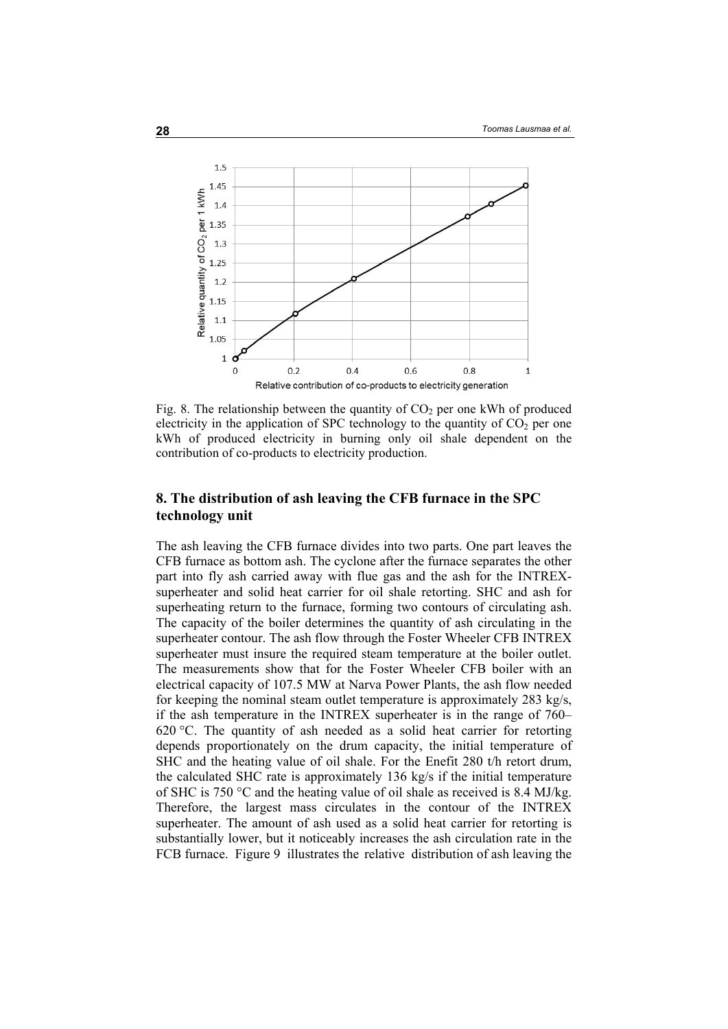Fig. 8. The relationship between the quantity of $CO_2$ per one kWh of produced electricity in the application of SPC technology to the quantity of $CO_2$ per one kWh of produced electricity in burning only oil shale dependent on the contribution of co-products to electricity production.

## 8. The distribution of ash leaving the CFB furnace in the SPC technology unit

The ash leaving the CFB furnace divides into two parts. One part leaves the CFB furnace as bottom ash. The cyclone after the furnace separates the other part into fly ash carried away with flue gas and the ash for the INTREX-superheater and solid heat carrier for oil shale retorting. SHC and ash for superheating return to the furnace, forming two contours of circulating ash. The capacity of the boiler determines the quantity of ash circulating in the superheater contour. The ash flow through the Foster Wheeler CFB INTREX superheater must insure the required steam temperature at the boiler outlet. The measurements show that for the Foster Wheeler CFB boiler with an electrical capacity of 107.5 MW at Narva Power Plants, the ash flow needed for keeping the nominal steam outlet temperature is approximately 283 kg/s, if the ash temperature in the INTREX superheater is in the range of 760–620 °C. The quantity of ash needed as a solid heat carrier for retorting depends proportionately on the drum capacity, the initial temperature of SHC and the heating value of oil shale. For the Enefit 280 t/h retort drum, the calculated SHC rate is approximately 136 kg/s if the initial temperature of SHC is 750 °C and the heating value of oil shale as received is 8.4 MJ/kg. Therefore, the largest mass circulates in the contour of the INTREX superheater. The amount of ash used as a solid heat carrier for retorting is substantially lower, but it noticeably increases the ash circulation rate in the FCB furnace. Figure 9 illustrates the relative distribution of ash leaving the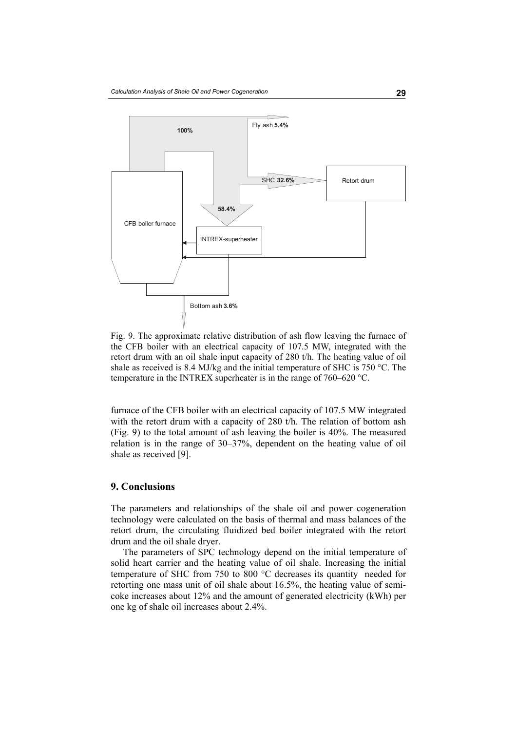Fig. 9. The approximate relative distribution of ash flow leaving the furnace of the CFB boiler with an electrical capacity of 107.5 MW, integrated with the retort drum with an oil shale input capacity of 280 t/h. The heating value of oil shale as received is 8.4 MJ/kg and the initial temperature of SHC is 750 °C. The temperature in the INTREX superheater is in the range of 760–620 °C.

furnace of the CFB boiler with an electrical capacity of 107.5 MW integrated with the retort drum with a capacity of 280 t/h. The relation of bottom ash (Fig. 9) to the total amount of ash leaving the boiler is 40%. The measured relation is in the range of 30–37%, dependent on the heating value of oil shale as received [9].

## 9. Conclusions

The parameters and relationships of the shale oil and power cogeneration technology were calculated on the basis of thermal and mass balances of the retort drum, the circulating fluidized bed boiler integrated with the retort drum and the oil shale dryer.

The parameters of SPC technology depend on the initial temperature of solid heart carrier and the heating value of oil shale. Increasing the initial temperature of SHC from 750 to 800 °C decreases its quantity needed for retorting one mass unit of oil shale about 16.5%, the heating value of semi-coke increases about 12% and the amount of generated electricity (kWh) per one kg of shale oil increases about 2.4%.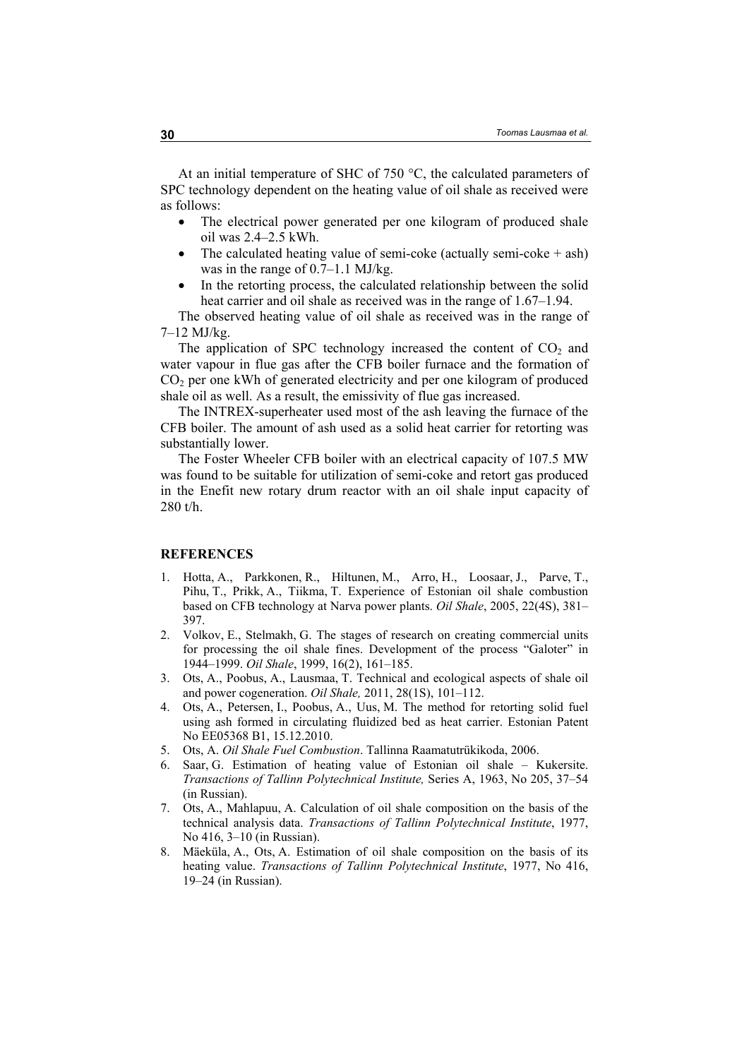At an initial temperature of SHC of 750 °C, the calculated parameters of SPC technology dependent on the heating value of oil shale as received were as follows:

- The electrical power generated per one kilogram of produced shale oil was 2.4–2.5 kWh.
- The calculated heating value of semi-coke (actually semi-coke + ash) was in the range of 0.7–1.1 MJ/kg.
- In the retorting process, the calculated relationship between the solid heat carrier and oil shale as received was in the range of 1.67–1.94.

The observed heating value of oil shale as received was in the range of 7–12 MJ/kg.

The application of SPC technology increased the content of $CO_2$ and water vapour in flue gas after the CFB boiler furnace and the formation of $CO_2$ per one kWh of generated electricity and per one kilogram of produced shale oil as well. As a result, the emissivity of flue gas increased.

The INTREX-superheater used most of the ash leaving the furnace of the CFB boiler. The amount of ash used as a solid heat carrier for retorting was substantially lower.

The Foster Wheeler CFB boiler with an electrical capacity of 107.5 MW was found to be suitable for utilization of semi-coke and retort gas produced in the Enefit new rotary drum reactor with an oil shale input capacity of 280 t/h.

## REFERENCES

1. Hotta, A., Parkkonen, R., Hiltunen, M., Arro, H., Loosaar, J., Parve, T., Pihu, T., Prikk, A., Tiikma, T. Experience of Estonian oil shale combustion based on CFB technology at Narva power plants. *Oil Shale*, 2005, 22(4S), 381–397.
2. Volkov, E., Stelmakh, G. The stages of research on creating commercial units for processing the oil shale fines. Development of the process "Galoter" in 1944–1999. *Oil Shale*, 1999, 16(2), 161–185.
3. Ots, A., Poobus, A., Lausmaa, T. Technical and ecological aspects of shale oil and power cogeneration. *Oil Shale,* 2011, 28(1S), 101–112.
4. Ots, A., Petersen, I., Poobus, A., Uus, M. The method for retorting solid fuel using ash formed in circulating fluidized bed as heat carrier. Estonian Patent No EE05368 B1, 15.12.2010.
5. Ots, A. *Oil Shale Fuel Combustion*. Tallinna Raamatutrükikoda, 2006.
6. Saar, G. Estimation of heating value of Estonian oil shale – Kukersite. *Transactions of Tallinn Polytechnical Institute,* Series A, 1963, No 205, 37–54 (in Russian).
7. Ots, A., Mahlapuu, A. Calculation of oil shale composition on the basis of the technical analysis data. *Transactions of Tallinn Polytechnical Institute*, 1977, No 416, 3–10 (in Russian).
8. Mäeküla, A., Ots, A. Estimation of oil shale composition on the basis of its heating value. *Transactions of Tallinn Polytechnical Institute*, 1977, No 416, 19–24 (in Russian).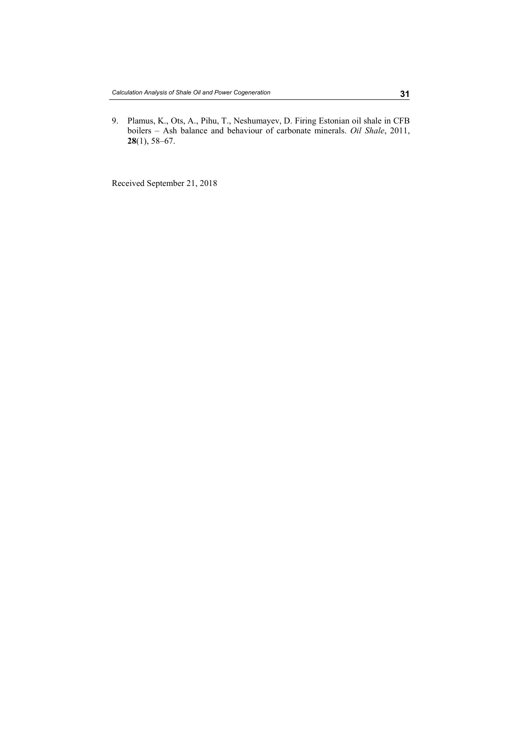9. Plamus, K., Ots, A., Pihu, T., Neshumayev, D. Firing Estonian oil shale in CFB boilers – Ash balance and behaviour of carbonate minerals. *Oil Shale*, 2011, **28**(1), 58–67.

Received September 21, 2018